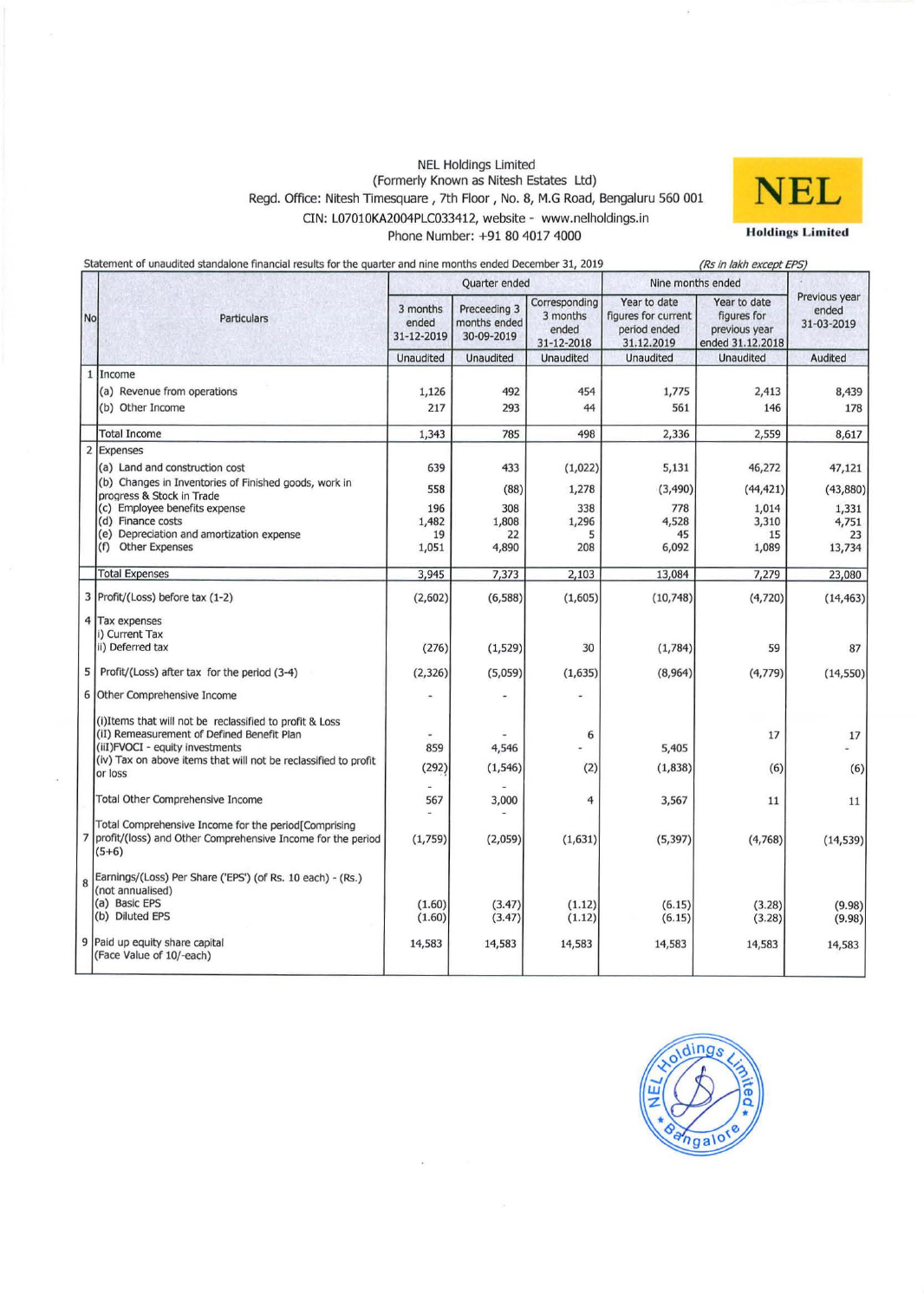NEL Holdings Limited
(Formerly Known as Nitesh Estates Ltd)
Regd. Office: Nitesh Timesquare , 7th Floor , No. 8, M.G Road, Bengaluru 560 001
CIN: L07010KA2004PLC033412, website - www.nelholdings.in
Phone Number: +91 80 4017 4000

**NEL Holdings Limited**

Statement of unaudited standalone financial results for the quarter and nine months ended December 31, 2019 *(Rs in lakh except EPS)*

| No | Particulars | Quarter ended | | | Nine months ended | | Previous year ended 31-03-2019 |
|---|---|---|---|---|---|---|---|
| | | 3 months ended 31-12-2019 | Preceeding 3 months ended 30-09-2019 | Corresponding 3 months ended 31-12-2018 | Year to date figures for current period ended 31.12.2019 | Year to date figures for previous year ended 31.12.2018 | |
| | | Unaudited | Unaudited | Unaudited | Unaudited | Unaudited | Audited |
| 1 | Income | | | | | | |
| | (a) Revenue from operations | 1,126 | 492 | 454 | 1,775 | 2,413 | 8,439 |
| | (b) Other Income | 217 | 293 | 44 | 561 | 146 | 178 |
| | Total Income | 1,343 | 785 | 498 | 2,336 | 2,559 | 8,617 |
| 2 | Expenses | | | | | | |
| | (a) Land and construction cost | 639 | 433 | (1,022) | 5,131 | 46,272 | 47,121 |
| | (b) Changes in Inventories of Finished goods, work in progress & Stock in Trade | 558 | (88) | 1,278 | (3,490) | (44,421) | (43,880) |
| | (c) Employee benefits expense | 196 | 308 | 338 | 778 | 1,014 | 1,331 |
| | (d) Finance costs | 1,482 | 1,808 | 1,296 | 4,528 | 3,310 | 4,751 |
| | (e) Depreciation and amortization expense | 19 | 22 | 5 | 45 | 15 | 23 |
| | (f) Other Expenses | 1,051 | 4,890 | 208 | 6,092 | 1,089 | 13,734 |
| | Total Expenses | 3,945 | 7,373 | 2,103 | 13,084 | 7,279 | 23,080 |
| 3 | Profit/(Loss) before tax (1-2) | (2,602) | (6,588) | (1,605) | (10,748) | (4,720) | (14,463) |
| 4 | Tax expenses | | | | | | |
| | i) Current Tax | | | | | | |
| | ii) Deferred tax | (276) | (1,529) | 30 | (1,784) | 59 | 87 |
| 5 | Profit/(Loss) after tax for the period (3-4) | (2,326) | (5,059) | (1,635) | (8,964) | (4,779) | (14,550) |
| 6 | Other Comprehensive Income | - | - | - | | | |
| | (i)Items that will not be reclassified to profit & Loss | | | | | | |
| | (ii) Remeasurement of Defined Benefit Plan | - | - | 6 | | 17 | 17 |
| | (iii)FVOCI - equity investments | 859 | 4,546 | - | 5,405 | | - |
| | (iv) Tax on above items that will not be reclassified to profit or loss | (292) | (1,546) | (2) | (1,838) | (6) | (6) |
| | Total Other Comprehensive Income | 567 | 3,000 | 4 | 3,567 | 11 | 11 |
| 7 | Total Comprehensive Income for the period[Comprising profit/(loss) and Other Comprehensive Income for the period (5+6) | (1,759) | (2,059) | (1,631) | (5,397) | (4,768) | (14,539) |
| 8 | Earnings/(Loss) Per Share ('EPS') (of Rs. 10 each) - (Rs.) (not annualised) | | | | | | |
| | (a) Basic EPS | (1.60) | (3.47) | (1.12) | (6.15) | (3.28) | (9.98) |
| | (b) Diluted EPS | (1.60) | (3.47) | (1.12) | (6.15) | (3.28) | (9.98) |
| 9 | Paid up equity share capital (Face Value of 10/-each) | 14,583 | 14,583 | 14,583 | 14,583 | 14,583 | 14,583 |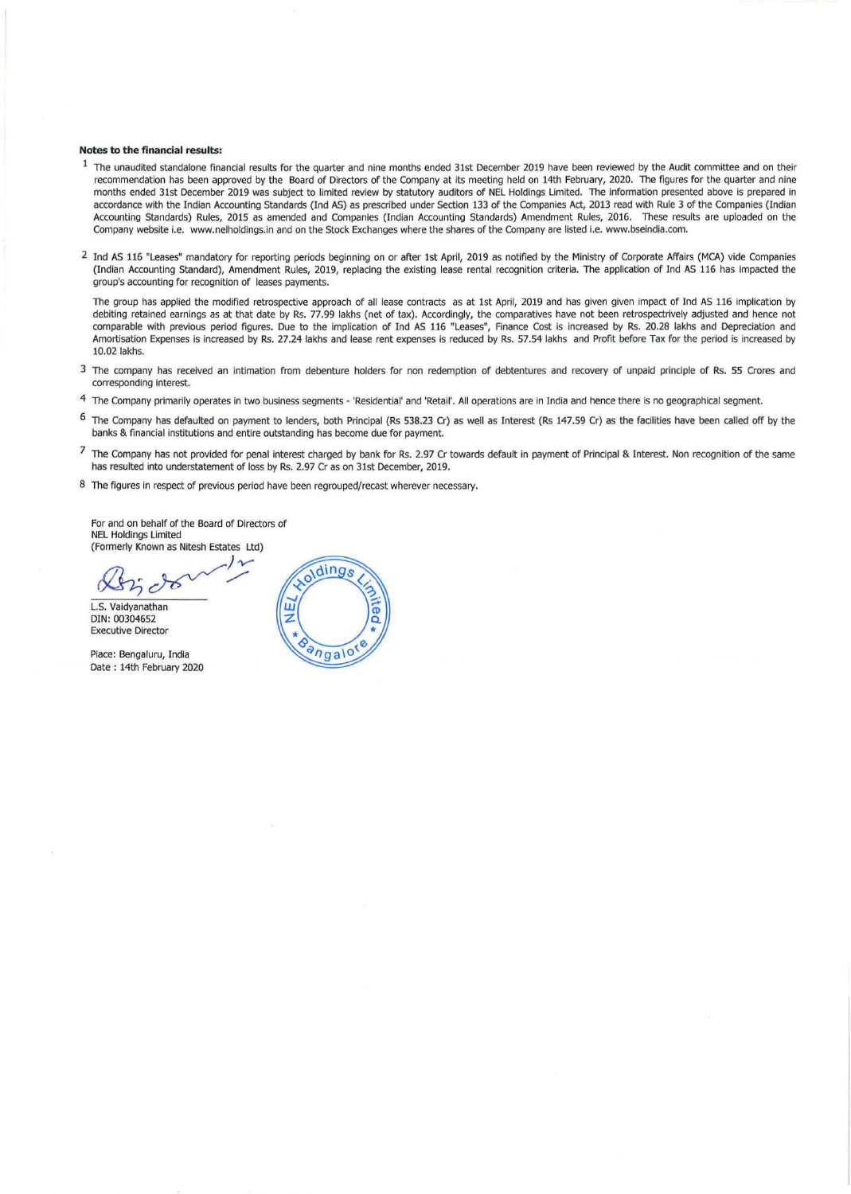**Notes to the financial results:**

1 The unaudited standalone financial results for the quarter and nine months ended 31st December 2019 have been reviewed by the Audit committee and on their recommendation has been approved by the Board of Directors of the Company at its meeting held on 14th February, 2020. The figures for the quarter and nine months ended 31st December 2019 was subject to limited review by statutory auditors of NEL Holdings Limited. The information presented above is prepared in accordance with the Indian Accounting Standards (Ind AS) as prescribed under Section 133 of the Companies Act, 2013 read with Rule 3 of the Companies (Indian Accounting Standards) Rules, 2015 as amended and Companies (Indian Accounting Standards) Amendment Rules, 2016. These results are uploaded on the Company website i.e. www.nelholdings.in and on the Stock Exchanges where the shares of the Company are listed i.e. www.bseindia.com.

2 Ind AS 116 "Leases" mandatory for reporting periods beginning on or after 1st April, 2019 as notified by the Ministry of Corporate Affairs (MCA) vide Companies (Indian Accounting Standard), Amendment Rules, 2019, replacing the existing lease rental recognition criteria. The application of Ind AS 116 has impacted the group's accounting for recognition of leases payments.

The group has applied the modified retrospective approach of all lease contracts as at 1st April, 2019 and has given given impact of Ind AS 116 implication by debiting retained earnings as at that date by Rs. 77.99 lakhs (net of tax). Accordingly, the comparatives have not been retrospectrively adjusted and hence not comparable with previous period figures. Due to the implication of Ind AS 116 "Leases", Finance Cost is increased by Rs. 20.28 lakhs and Depreciation and Amortisation Expenses is increased by Rs. 27.24 lakhs and lease rent expenses is reduced by Rs. 57.54 lakhs and Profit before Tax for the period is increased by 10.02 lakhs.

3 The company has received an intimation from debenture holders for non redemption of debtentures and recovery of unpaid principle of Rs. 55 Crores and corresponding interest.

4 The Company primarily operates in two business segments - 'Residential' and 'Retail'. All operations are in India and hence there is no geographical segment.

6 The Company has defaulted on payment to lenders, both Principal (Rs 538.23 Cr) as well as Interest (Rs 147.59 Cr) as the facilities have been called off by the banks & financial institutions and entire outstanding has become due for payment.

7 The Company has not provided for penal interest charged by bank for Rs. 2.97 Cr towards default in payment of Principal & Interest. Non recognition of the same has resulted into understatement of loss by Rs. 2.97 Cr as on 31st December, 2019.

8 The figures in respect of previous period have been regrouped/recast wherever necessary.

For and on behalf of the Board of Directors of
NEL Holdings Limited
(Formerly Known as Nitesh Estates Ltd)

L.S. Vaidyanathan
DIN: 00304652
Executive Director

Place: Bengaluru, India
Date : 14th February 2020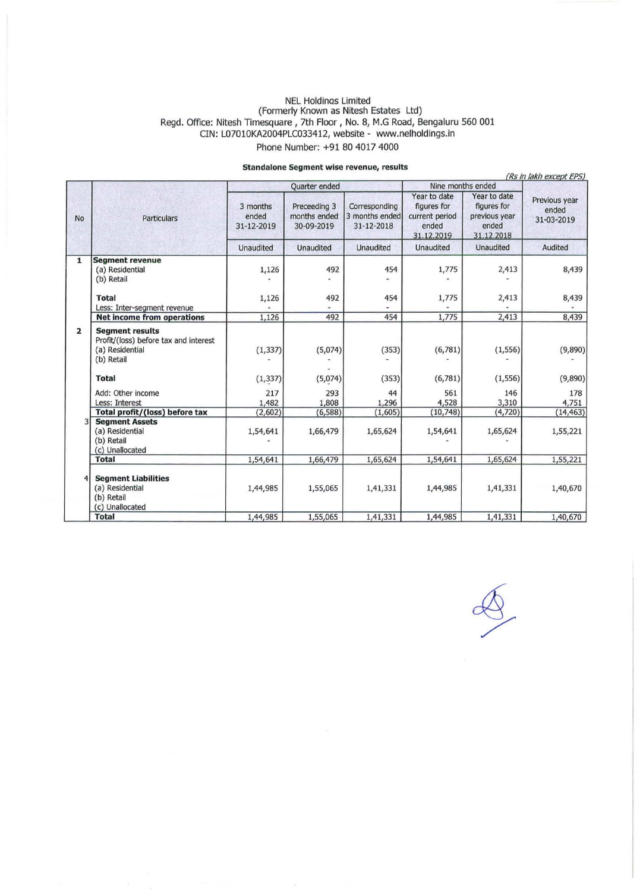NEL Holdinas Limited
(Formerly Known as Nitesh Estates Ltd)
Regd. Office: Nitesh Timesquare , 7th Floor , No. 8, M.G Road, Bengaluru 560 001
CIN: L07010KA2004PLC033412, website - www.nelholdings.in
Phone Number: +91 80 4017 4000

**Standalone Segment wise revenue, results**

*(Rs in lakh except EPS)*

| No | Particulars | Quarter ended | | | Nine months ended | | Previous year ended 31-03-2019 |
|---|---|---|---|---|---|---|---|
| | | 3 months ended 31-12-2019 | Preceeding 3 months ended 30-09-2019 | Corresponding 3 months ended 31-12-2018 | Year to date figures for current period ended 31.12.2019 | Year to date figures for previous year ended 31.12.2018 | |
| | | Unaudited | Unaudited | Unaudited | Unaudited | Unaudited | Audited |
| 1 | **Segment revenue** | | | | | | |
| | (a) Residential | 1,126 | 492 | 454 | 1,775 | 2,413 | 8,439 |
| | (b) Retail | - | - | - | - | - | |
| | **Total** | 1,126 | 492 | 454 | 1,775 | 2,413 | 8,439 |
| | Less: Inter-segment revenue | - | - | - | - | - | |
| | **Net income from operations** | 1,126 | 492 | 454 | 1,775 | 2,413 | 8,439 |
| 2 | **Segment results** | | | | | | |
| | Profit/(loss) before tax and interest | | | | | | |
| | (a) Residential | (1,337) | (5,074) | (353) | (6,781) | (1,556) | (9,890) |
| | (b) Retail | - | - | - | - | - | - |
| | **Total** | (1,337) | (5,074) | (353) | (6,781) | (1,556) | (9,890) |
| | Add: Other income | 217 | 293 | 44 | 561 | 146 | 178 |
| | Less: Interest | 1,482 | 1,808 | 1,296 | 4,528 | 3,310 | 4,751 |
| | **Total profit/(loss) before tax** | (2,602) | (6,588) | (1,605) | (10,748) | (4,720) | (14,463) |
| 3 | **Segment Assets** | | | | | | |
| | (a) Residential | 1,54,641 | 1,66,479 | 1,65,624 | 1,54,641 | 1,65,624 | 1,55,221 |
| | (b) Retail | - | | | - | - | |
| | (c) Unallocated | | | | | | |
| | **Total** | 1,54,641 | 1,66,479 | 1,65,624 | 1,54,641 | 1,65,624 | 1,55,221 |
| 4 | **Segment Liabilities** | | | | | | |
| | (a) Residential | 1,44,985 | 1,55,065 | 1,41,331 | 1,44,985 | 1,41,331 | 1,40,670 |
| | (b) Retail | | | | | | |
| | (c) Unallocated | | | | | | |
| | **Total** | 1,44,985 | 1,55,065 | 1,41,331 | 1,44,985 | 1,41,331 | 1,40,670 |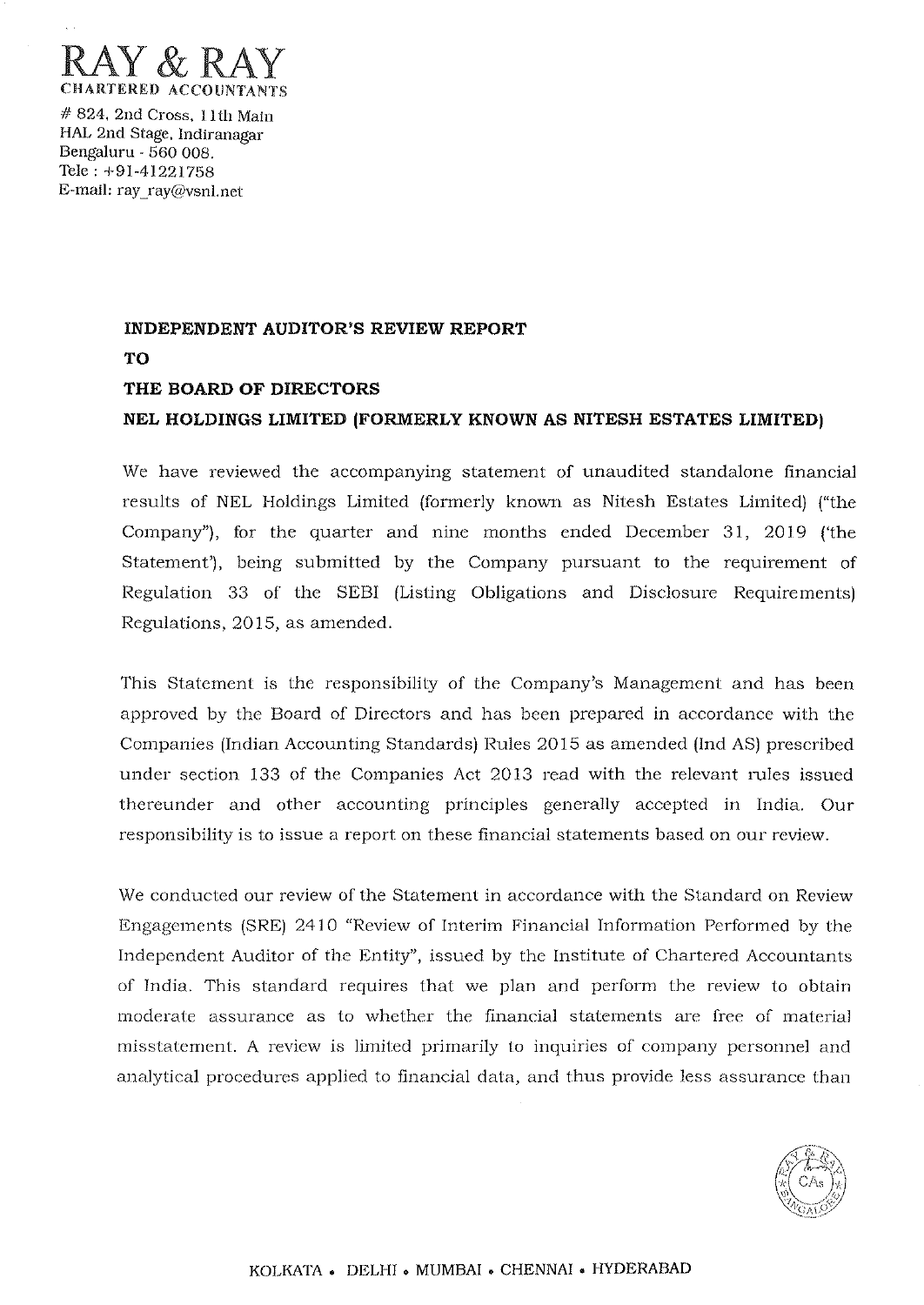# RAY & RAY
CHARTERED ACCOUNTANTS

# 824, 2nd Cross, 11th Main
HAL 2nd Stage, Indiranagar
Bengaluru - 560 008.
Tele : +91-41221758
E-mail: ray_ray@vsnl.net

**INDEPENDENT AUDITOR'S REVIEW REPORT**

**TO**

**THE BOARD OF DIRECTORS**

**NEL HOLDINGS LIMITED (FORMERLY KNOWN AS NITESH ESTATES LIMITED)**

We have reviewed the accompanying statement of unaudited standalone financial results of NEL Holdings Limited (formerly known as Nitesh Estates Limited) ("the Company"), for the quarter and nine months ended December 31, 2019 ('the Statement'), being submitted by the Company pursuant to the requirement of Regulation 33 of the SEBI (Listing Obligations and Disclosure Requirements) Regulations, 2015, as amended.

This Statement is the responsibility of the Company's Management and has been approved by the Board of Directors and has been prepared in accordance with the Companies (Indian Accounting Standards) Rules 2015 as amended (Ind AS) prescribed under section 133 of the Companies Act 2013 read with the relevant rules issued thereunder and other accounting principles generally accepted in India. Our responsibility is to issue a report on these financial statements based on our review.

We conducted our review of the Statement in accordance with the Standard on Review Engagements (SRE) 2410 "Review of Interim Financial Information Performed by the Independent Auditor of the Entity", issued by the Institute of Chartered Accountants of India. This standard requires that we plan and perform the review to obtain moderate assurance as to whether the financial statements are free of material misstatement. A review is limited primarily to inquiries of company personnel and analytical procedures applied to financial data, and thus provide less assurance than

KOLKATA • DELHI • MUMBAI • CHENNAI • HYDERABAD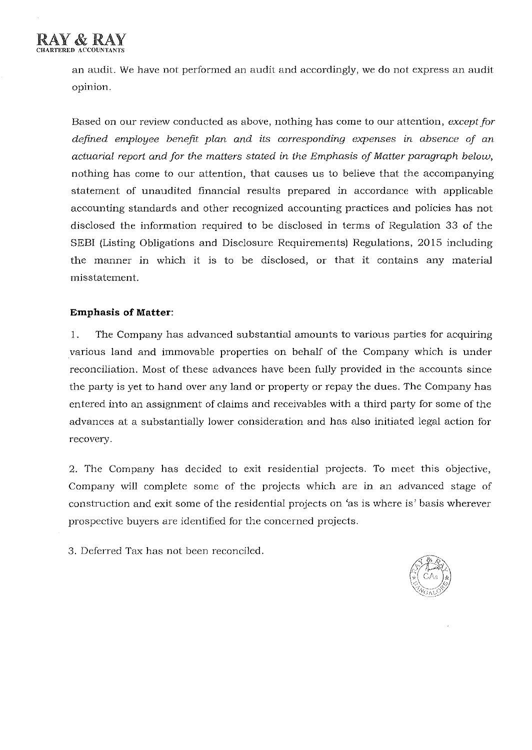an audit. We have not performed an audit and accordingly, we do not express an audit opinion.

Based on our review conducted as above, nothing has come to our attention, *except for defined employee benefit plan and its corresponding expenses in absence of an actuarial report and for the matters stated in the Emphasis of Matter paragraph below*, nothing has come to our attention, that causes us to believe that the accompanying statement of unaudited financial results prepared in accordance with applicable accounting standards and other recognized accounting practices and policies has not disclosed the information required to be disclosed in terms of Regulation 33 of the SEBI (Listing Obligations and Disclosure Requirements) Regulations, 2015 including the manner in which it is to be disclosed, or that it contains any material misstatement.

**Emphasis of Matter**:

1. The Company has advanced substantial amounts to various parties for acquiring various land and immovable properties on behalf of the Company which is under reconciliation. Most of these advances have been fully provided in the accounts since the party is yet to hand over any land or property or repay the dues. The Company has entered into an assignment of claims and receivables with a third party for some of the advances at a substantially lower consideration and has also initiated legal action for recovery.

2. The Company has decided to exit residential projects. To meet this objective, Company will complete some of the projects which are in an advanced stage of construction and exit some of the residential projects on 'as is where is' basis wherever prospective buyers are identified for the concerned projects.

3. Deferred Tax has not been reconciled.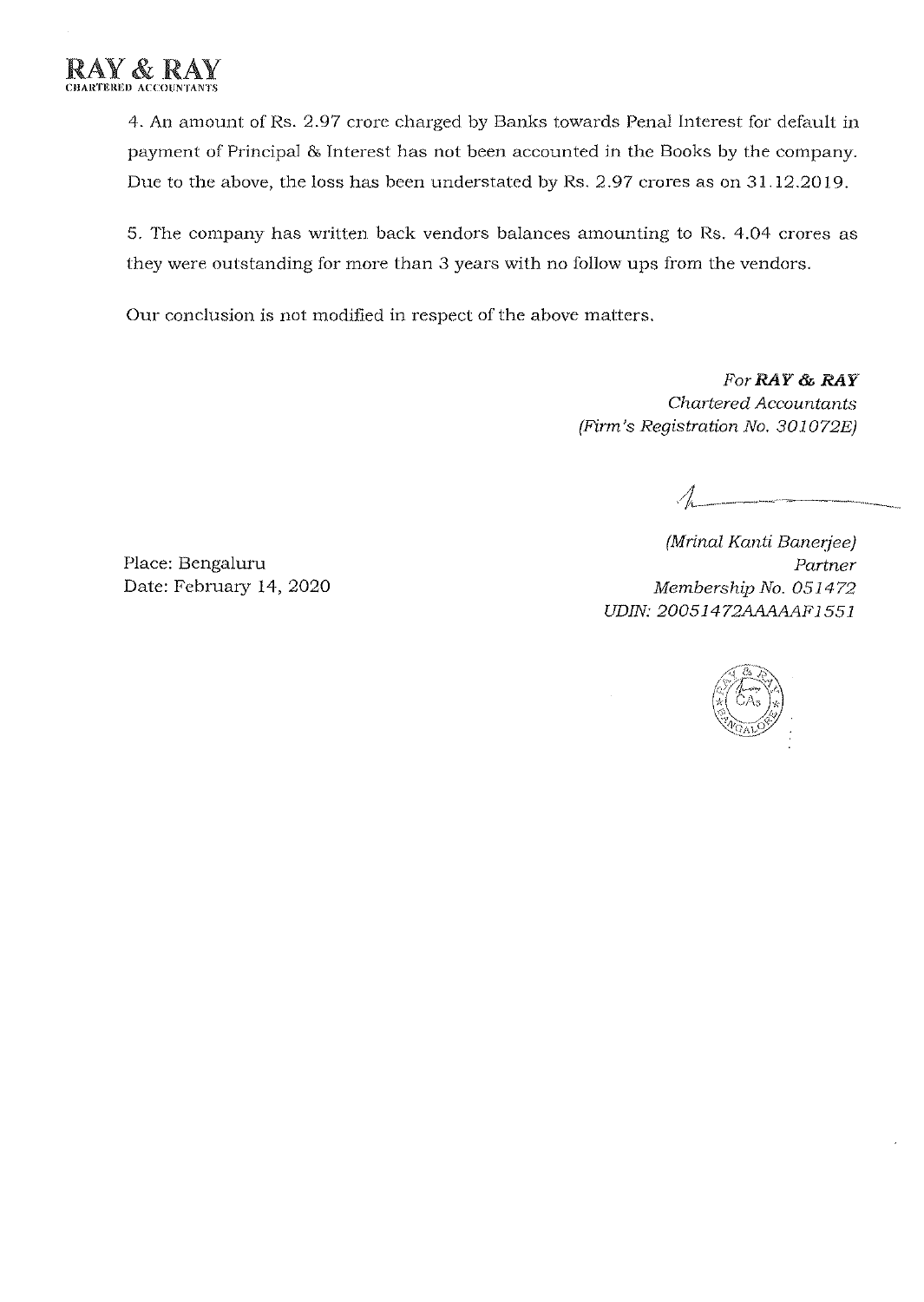**RAY & RAY**
CHARTERED ACCOUNTANTS

4. An amount of Rs. 2.97 crore charged by Banks towards Penal Interest for default in payment of Principal & Interest has not been accounted in the Books by the company. Due to the above, the loss has been understated by Rs. 2.97 crores as on 31.12.2019.

5. The company has written back vendors balances amounting to Rs. 4.04 crores as they were outstanding for more than 3 years with no follow ups from the vendors.

Our conclusion is not modified in respect of the above matters.

*For **RAY & RAY***
*Chartered Accountants*
*(Firm's Registration No. 301072E)*

*(Mrinal Kanti Banerjee)*
*Partner*
*Membership No. 051472*
*UDIN: 20051472AAAAAF1551*

Place: Bengaluru
Date: February 14, 2020